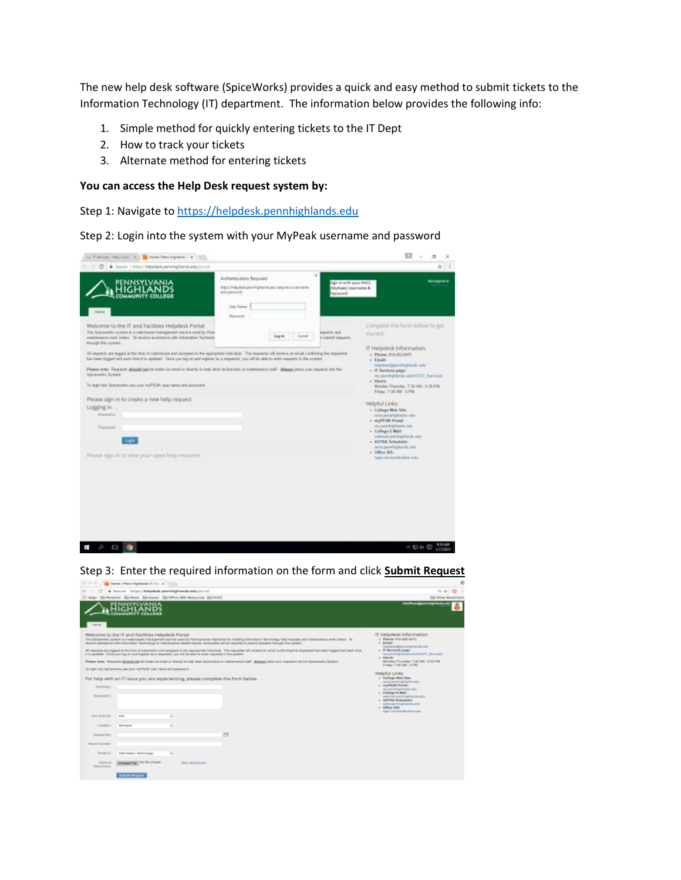The new help desk software (SpiceWorks) provides a quick and easy method to submit tickets to the Information Technology (IT) department. The information below provides the following info:

1. Simple method for quickly entering tickets to the IT Dept
2. How to track your tickets
3. Alternate method for entering tickets

**You can access the Help Desk request system by:**

Step 1: Navigate to [https://helpdesk.pennhighlands.edu](https://helpdesk.pennhighlands.edu)

Step 2: Login into the system with your MyPeak username and password

Step 3: Enter the required information on the form and click **Submit Request**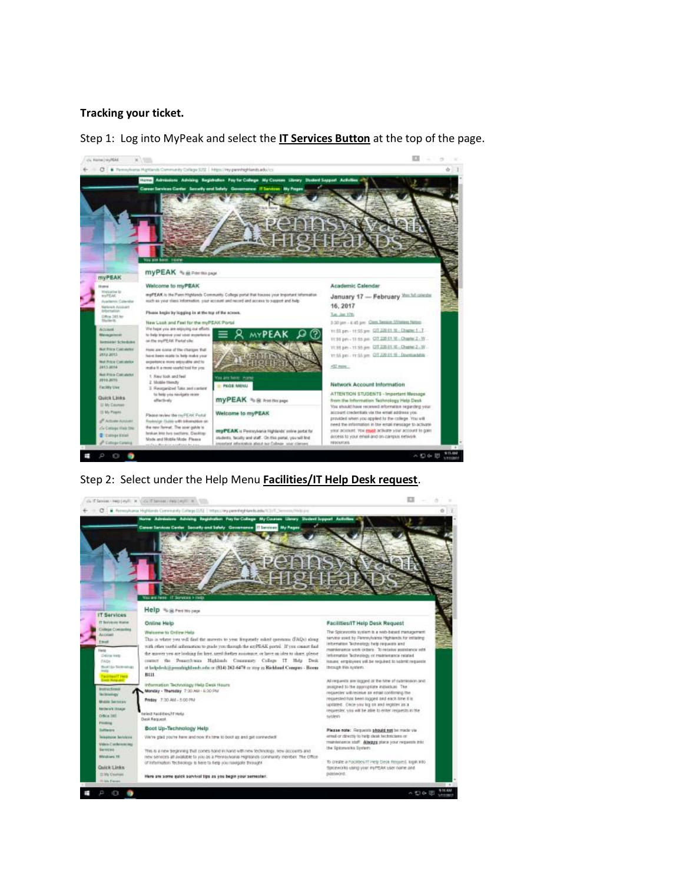**Tracking your ticket.**

Step 1: Log into MyPeak and select the **IT Services Button** at the top of the page.

Step 2: Select under the Help Menu **Facilities/IT Help Desk request**.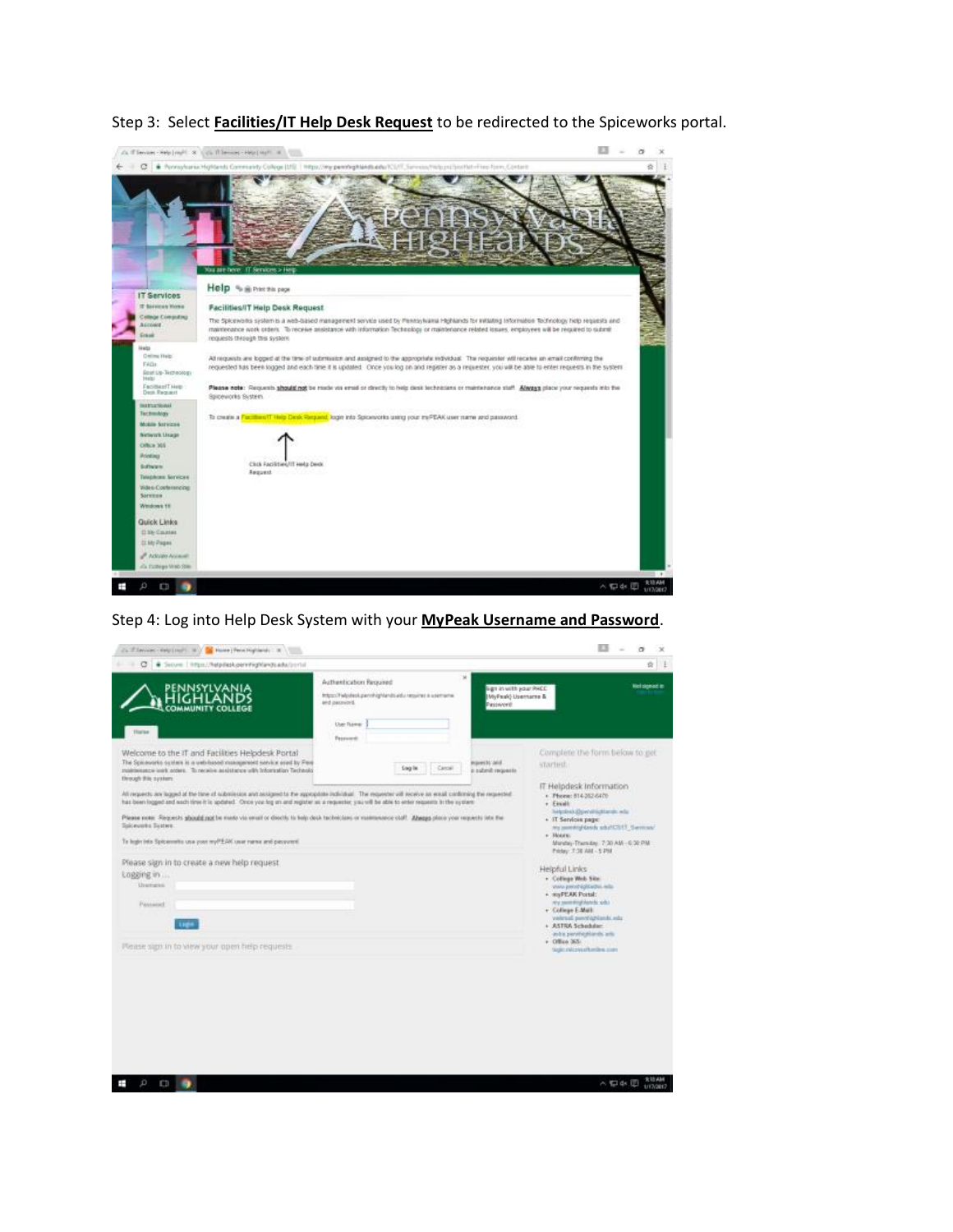Step 3: Select **Facilities/IT Help Desk Request** to be redirected to the Spiceworks portal.

Step 4: Log into Help Desk System with your **MyPeak Username and Password**.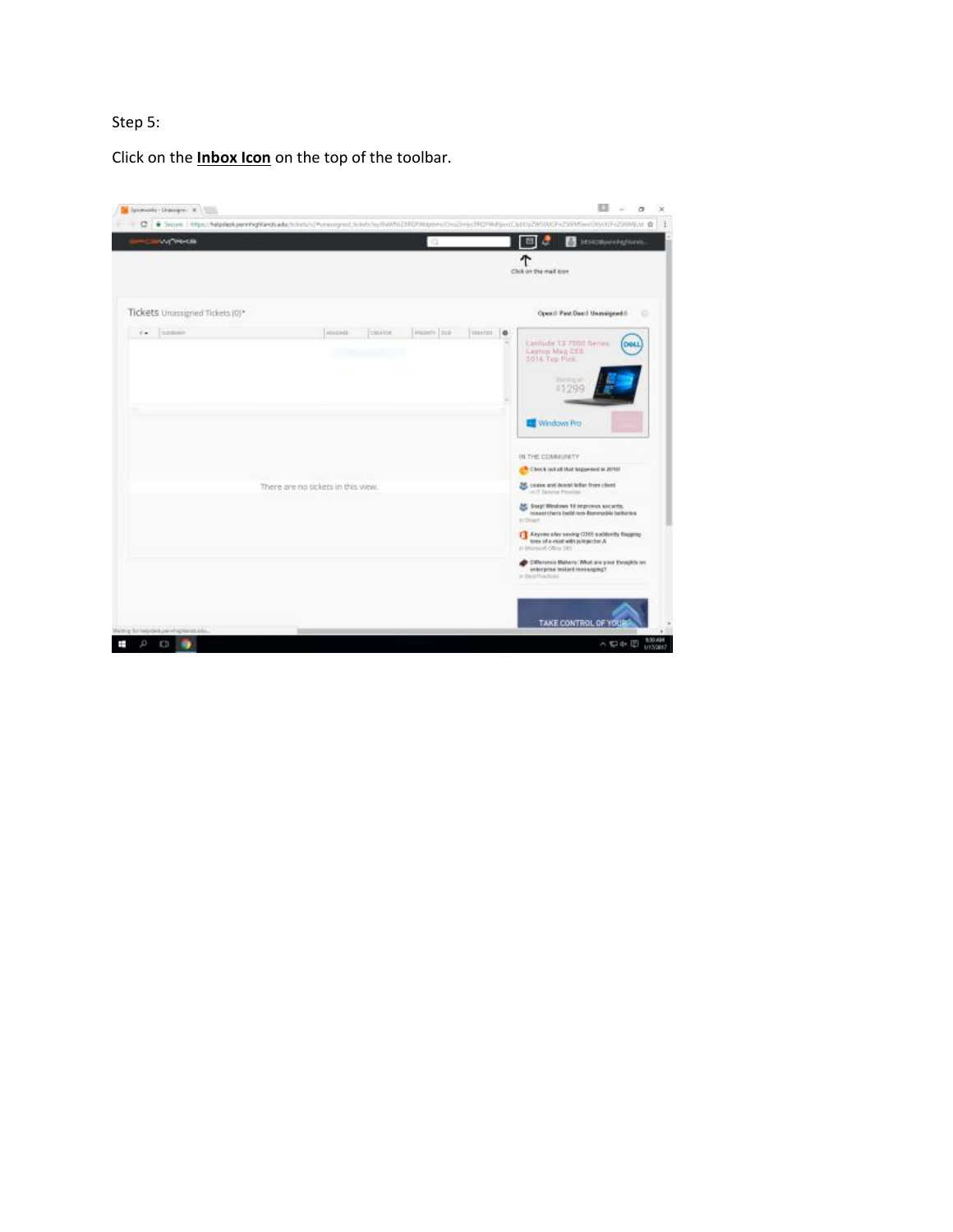Step 5:

Click on the **Inbox Icon** on the top of the toolbar.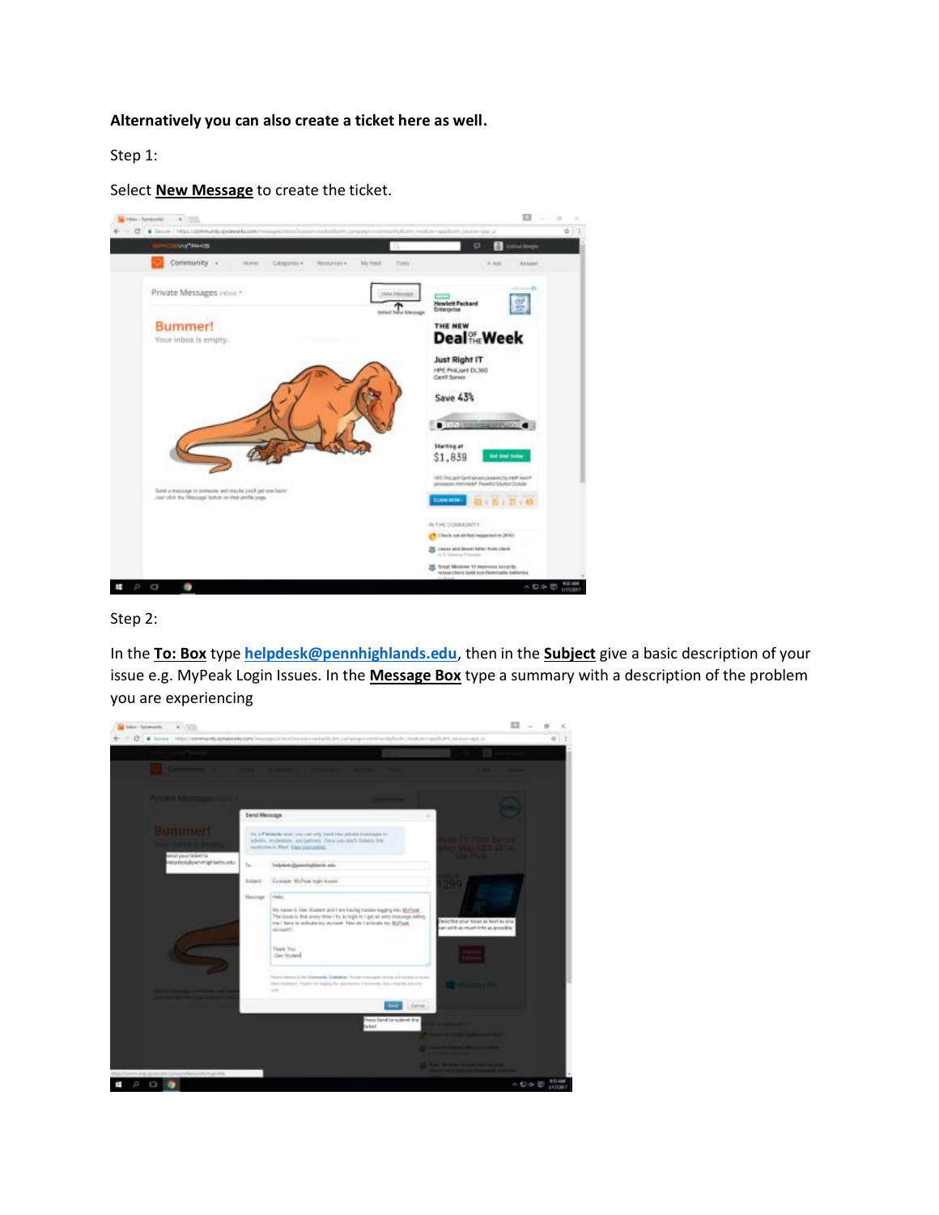**Alternatively you can also create a ticket here as well.**

Step 1:

Select **New Message** to create the ticket.

Step 2:

In the **To: Box** type **helpdesk@pennhighlands.edu**, then in the **Subject** give a basic description of your issue e.g. MyPeak Login Issues. In the **Message Box** type a summary with a description of the problem you are experiencing